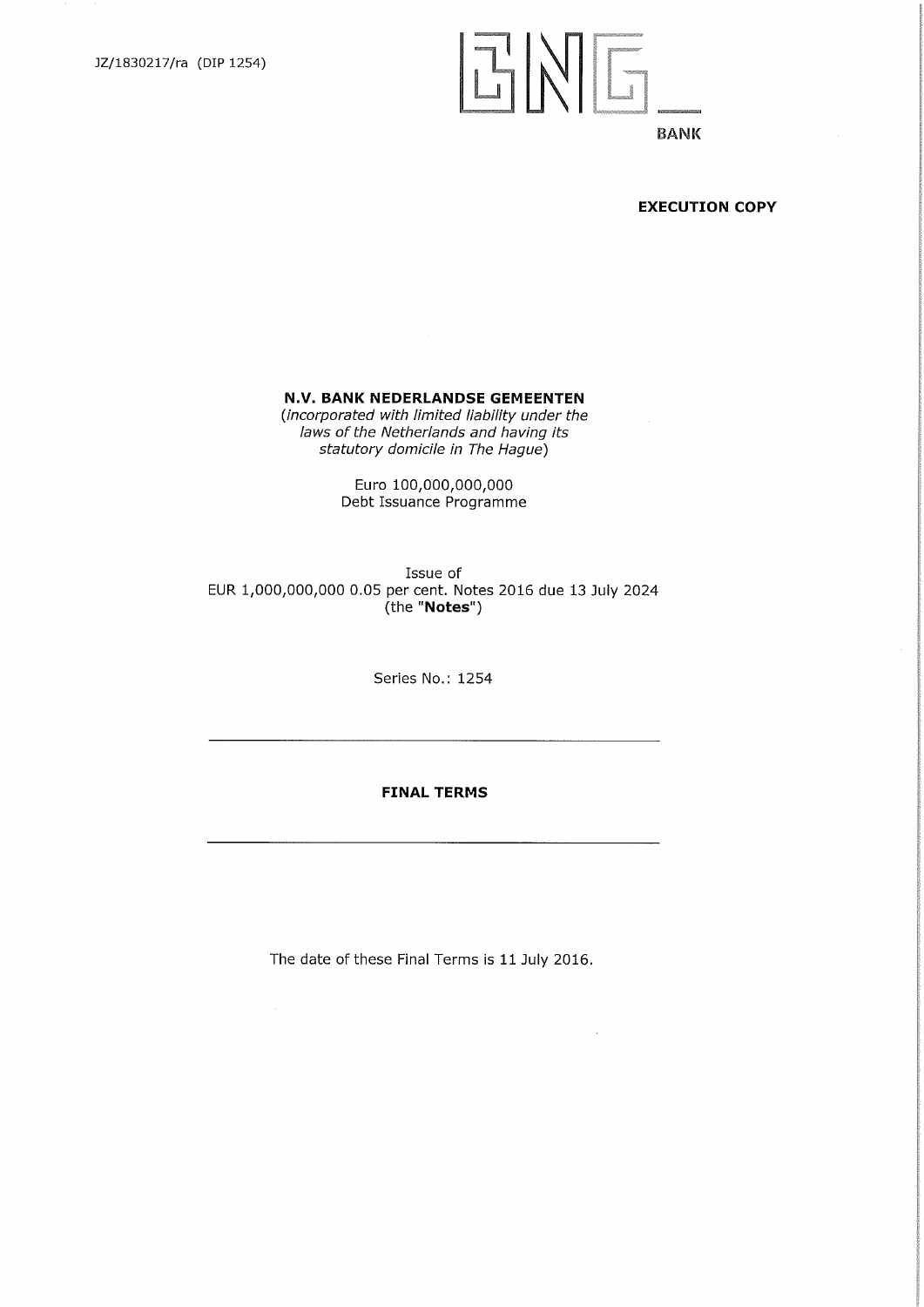JZ/1830217/ra (DIP 1254)

BNG

BANK

**EXECUTION COPY**

**N.V. BANK NEDERLANDSE GEMEENTEN**

*(incorporated with limited liability under the laws of the Netherlands and having its statutory domicile in The Hague)*

Euro 100,000,000,000
Debt Issuance Programme

Issue of
EUR 1,000,000,000 0.05 per cent. Notes 2016 due 13 July 2024
(the "**Notes**")

Series No.: 1254

---

**FINAL TERMS**

---

The date of these Final Terms is 11 July 2016.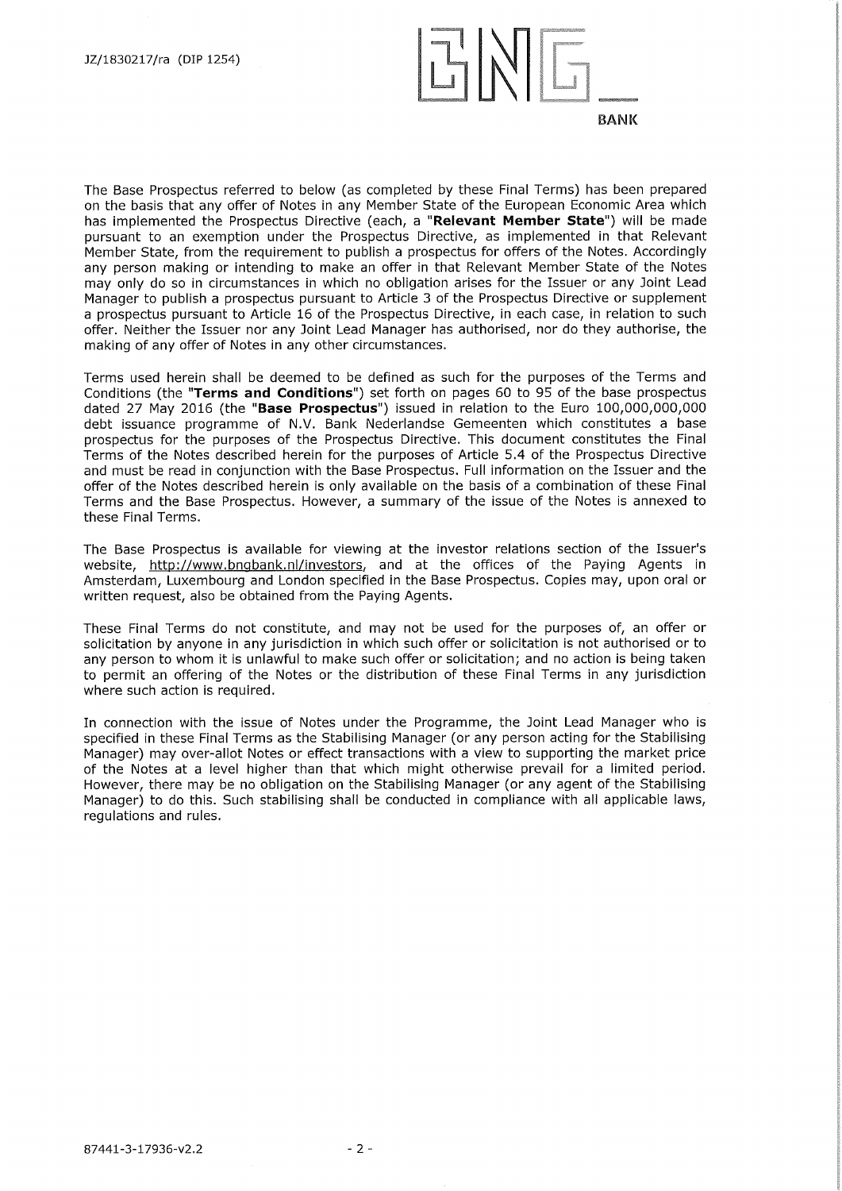JZ/1830217/ra (DIP 1254)

BNG BANK

The Base Prospectus referred to below (as completed by these Final Terms) has been prepared on the basis that any offer of Notes in any Member State of the European Economic Area which has implemented the Prospectus Directive (each, a "**Relevant Member State**") will be made pursuant to an exemption under the Prospectus Directive, as implemented in that Relevant Member State, from the requirement to publish a prospectus for offers of the Notes. Accordingly any person making or intending to make an offer in that Relevant Member State of the Notes may only do so in circumstances in which no obligation arises for the Issuer or any Joint Lead Manager to publish a prospectus pursuant to Article 3 of the Prospectus Directive or supplement a prospectus pursuant to Article 16 of the Prospectus Directive, in each case, in relation to such offer. Neither the Issuer nor any Joint Lead Manager has authorised, nor do they authorise, the making of any offer of Notes in any other circumstances.

Terms used herein shall be deemed to be defined as such for the purposes of the Terms and Conditions (the "**Terms and Conditions**") set forth on pages 60 to 95 of the base prospectus dated 27 May 2016 (the "**Base Prospectus**") issued in relation to the Euro 100,000,000,000 debt issuance programme of N.V. Bank Nederlandse Gemeenten which constitutes a base prospectus for the purposes of the Prospectus Directive. This document constitutes the Final Terms of the Notes described herein for the purposes of Article 5.4 of the Prospectus Directive and must be read in conjunction with the Base Prospectus. Full information on the Issuer and the offer of the Notes described herein is only available on the basis of a combination of these Final Terms and the Base Prospectus. However, a summary of the issue of the Notes is annexed to these Final Terms.

The Base Prospectus is available for viewing at the investor relations section of the Issuer's website, http://www.bngbank.nl/investors, and at the offices of the Paying Agents in Amsterdam, Luxembourg and London specified in the Base Prospectus. Copies may, upon oral or written request, also be obtained from the Paying Agents.

These Final Terms do not constitute, and may not be used for the purposes of, an offer or solicitation by anyone in any jurisdiction in which such offer or solicitation is not authorised or to any person to whom it is unlawful to make such offer or solicitation; and no action is being taken to permit an offering of the Notes or the distribution of these Final Terms in any jurisdiction where such action is required.

In connection with the issue of Notes under the Programme, the Joint Lead Manager who is specified in these Final Terms as the Stabilising Manager (or any person acting for the Stabilising Manager) may over-allot Notes or effect transactions with a view to supporting the market price of the Notes at a level higher than that which might otherwise prevail for a limited period. However, there may be no obligation on the Stabilising Manager (or any agent of the Stabilising Manager) to do this. Such stabilising shall be conducted in compliance with all applicable laws, regulations and rules.

87441-3-17936-v2.2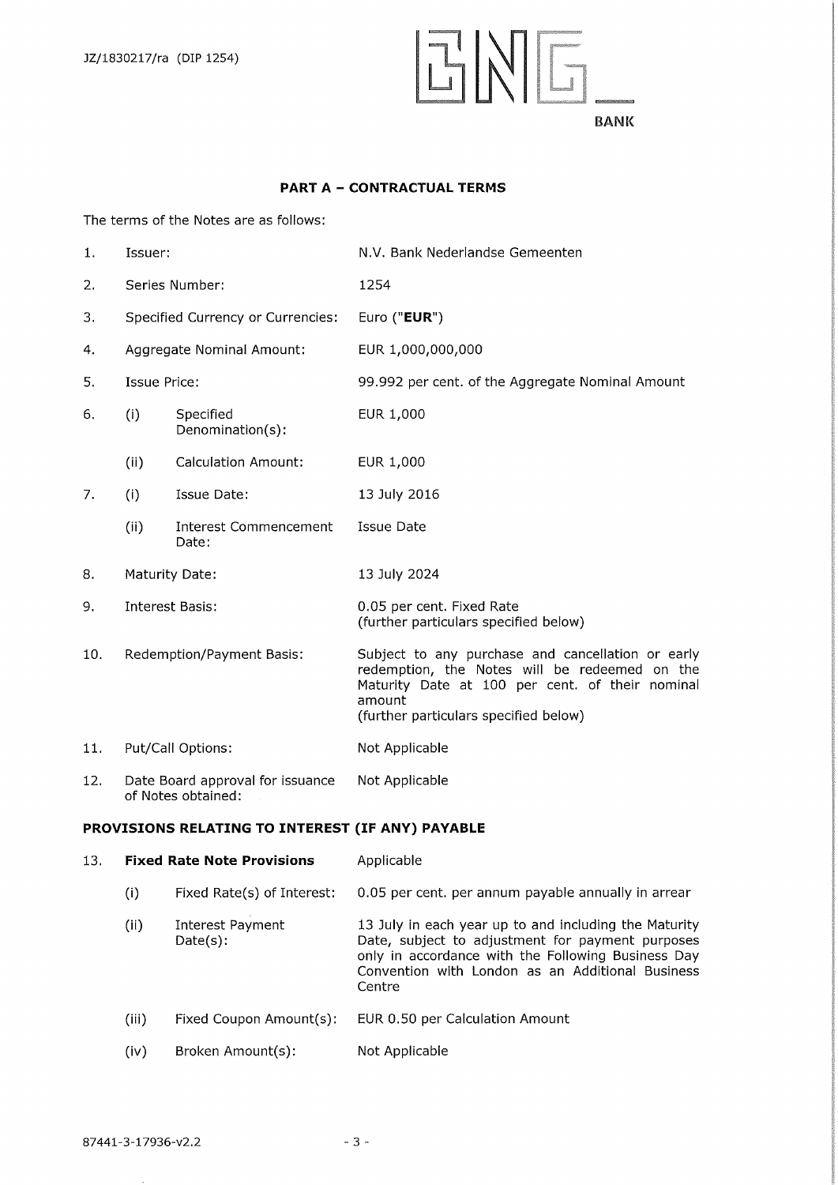## PART A – CONTRACTUAL TERMS

The terms of the Notes are as follows:

| | | | |
|---|---|---|---|
| 1. | Issuer: | | N.V. Bank Nederlandse Gemeenten |
| 2. | Series Number: | | 1254 |
| 3. | Specified Currency or Currencies: | | Euro ("**EUR**") |
| 4. | Aggregate Nominal Amount: | | EUR 1,000,000,000 |
| 5. | Issue Price: | | 99.992 per cent. of the Aggregate Nominal Amount |
| 6. | (i) | Specified Denomination(s): | EUR 1,000 |
| | (ii) | Calculation Amount: | EUR 1,000 |
| 7. | (i) | Issue Date: | 13 July 2016 |
| | (ii) | Interest Commencement Date: | Issue Date |
| 8. | Maturity Date: | | 13 July 2024 |
| 9. | Interest Basis: | | 0.05 per cent. Fixed Rate (further particulars specified below) |
| 10. | Redemption/Payment Basis: | | Subject to any purchase and cancellation or early redemption, the Notes will be redeemed on the Maturity Date at 100 per cent. of their nominal amount (further particulars specified below) |
| 11. | Put/Call Options: | | Not Applicable |
| 12. | Date Board approval for issuance of Notes obtained: | | Not Applicable |

### PROVISIONS RELATING TO INTEREST (IF ANY) PAYABLE

| | | | |
|---|---|---|---|
| 13. | **Fixed Rate Note Provisions** | | Applicable |
| | (i) | Fixed Rate(s) of Interest: | 0.05 per cent. per annum payable annually in arrear |
| | (ii) | Interest Payment Date(s): | 13 July in each year up to and including the Maturity Date, subject to adjustment for payment purposes only in accordance with the Following Business Day Convention with London as an Additional Business Centre |
| | (iii) | Fixed Coupon Amount(s): | EUR 0.50 per Calculation Amount |
| | (iv) | Broken Amount(s): | Not Applicable |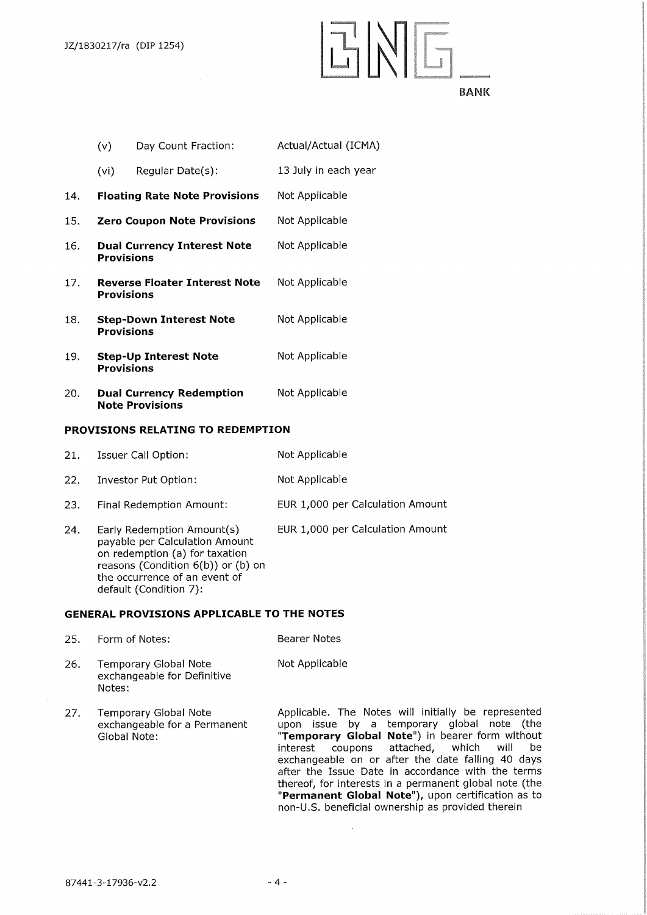| | | |
|---|---|---|
| | (v) Day Count Fraction: | Actual/Actual (ICMA) |
| | (vi) Regular Date(s): | 13 July in each year |
| 14. | **Floating Rate Note Provisions** | Not Applicable |
| 15. | **Zero Coupon Note Provisions** | Not Applicable |
| 16. | **Dual Currency Interest Note Provisions** | Not Applicable |
| 17. | **Reverse Floater Interest Note Provisions** | Not Applicable |
| 18. | **Step-Down Interest Note Provisions** | Not Applicable |
| 19. | **Step-Up Interest Note Provisions** | Not Applicable |
| 20. | **Dual Currency Redemption Note Provisions** | Not Applicable |

**PROVISIONS RELATING TO REDEMPTION**

| | | |
|---|---|---|
| 21. | Issuer Call Option: | Not Applicable |
| 22. | Investor Put Option: | Not Applicable |
| 23. | Final Redemption Amount: | EUR 1,000 per Calculation Amount |
| 24. | Early Redemption Amount(s) payable per Calculation Amount on redemption (a) for taxation reasons (Condition 6(b)) or (b) on the occurrence of an event of default (Condition 7): | EUR 1,000 per Calculation Amount |

**GENERAL PROVISIONS APPLICABLE TO THE NOTES**

| | | |
|---|---|---|
| 25. | Form of Notes: | Bearer Notes |
| 26. | Temporary Global Note exchangeable for Definitive Notes: | Not Applicable |
| 27. | Temporary Global Note exchangeable for a Permanent Global Note: | Applicable. The Notes will initially be represented upon issue by a temporary global note (the "**Temporary Global Note**") in bearer form without interest coupons attached, which will be exchangeable on or after the date falling 40 days after the Issue Date in accordance with the terms thereof, for interests in a permanent global note (the "**Permanent Global Note**"), upon certification as to non-U.S. beneficial ownership as provided therein |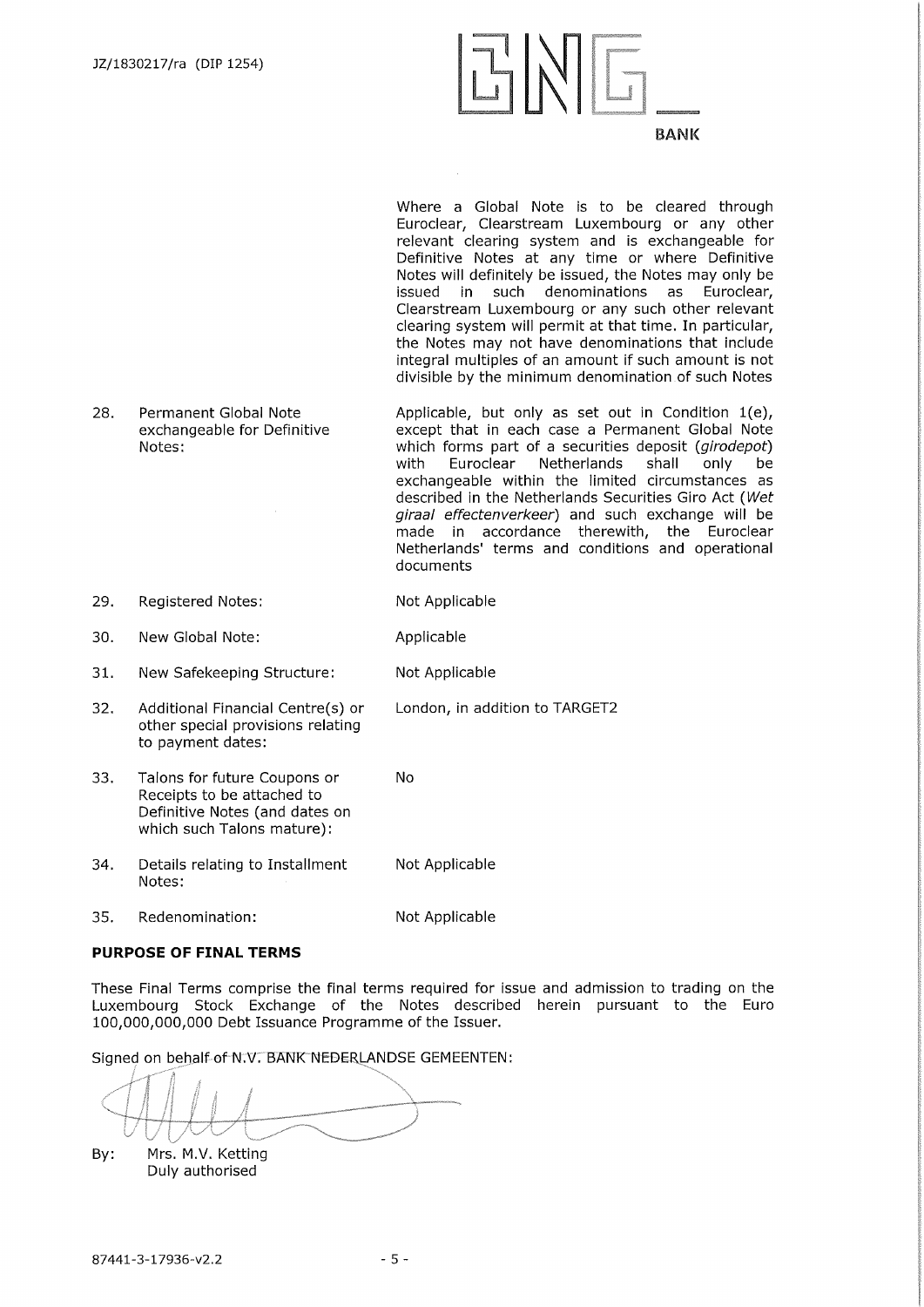Where a Global Note is to be cleared through Euroclear, Clearstream Luxembourg or any other relevant clearing system and is exchangeable for Definitive Notes at any time or where Definitive Notes will definitely be issued, the Notes may only be issued in such denominations as Euroclear, Clearstream Luxembourg or any such other relevant clearing system will permit at that time. In particular, the Notes may not have denominations that include integral multiples of an amount if such amount is not divisible by the minimum denomination of such Notes

| | | |
|---|---|---|
| 28. | Permanent Global Note exchangeable for Definitive Notes: | Applicable, but only as set out in Condition 1(e), except that in each case a Permanent Global Note which forms part of a securities deposit (*girodepot*) with Euroclear Netherlands shall only be exchangeable within the limited circumstances as described in the Netherlands Securities Giro Act (*Wet giraal effectenverkeer*) and such exchange will be made in accordance therewith, the Euroclear Netherlands' terms and conditions and operational documents |
| 29. | Registered Notes: | Not Applicable |
| 30. | New Global Note: | Applicable |
| 31. | New Safekeeping Structure: | Not Applicable |
| 32. | Additional Financial Centre(s) or other special provisions relating to payment dates: | London, in addition to TARGET2 |
| 33. | Talons for future Coupons or Receipts to be attached to Definitive Notes (and dates on which such Talons mature): | No |
| 34. | Details relating to Installment Notes: | Not Applicable |
| 35. | Redenomination: | Not Applicable |

**PURPOSE OF FINAL TERMS**

These Final Terms comprise the final terms required for issue and admission to trading on the Luxembourg Stock Exchange of the Notes described herein pursuant to the Euro 100,000,000,000 Debt Issuance Programme of the Issuer.

Signed on behalf of N.V. BANK NEDERLANDSE GEMEENTEN:

By: Mrs. M.V. Ketting
Duly authorised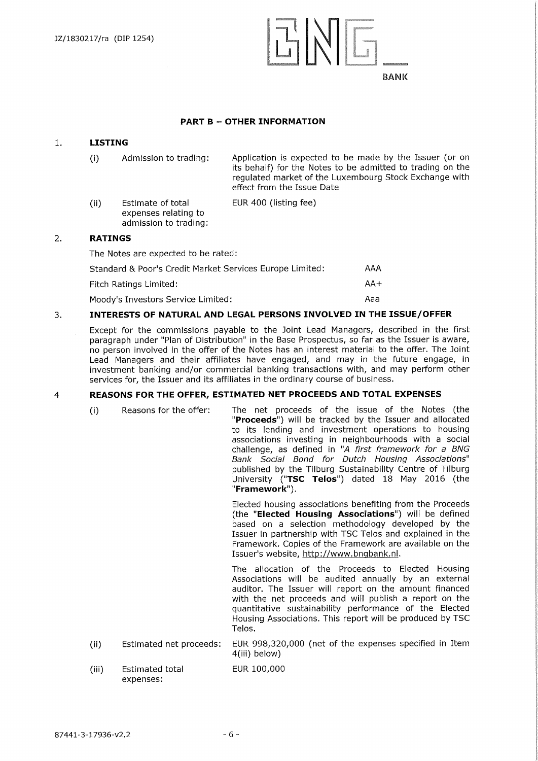## PART B – OTHER INFORMATION

1. **LISTING**

(i) Admission to trading: Application is expected to be made by the Issuer (or on its behalf) for the Notes to be admitted to trading on the regulated market of the Luxembourg Stock Exchange with effect from the Issue Date

(ii) Estimate of total expenses relating to admission to trading: EUR 400 (listing fee)

2. **RATINGS**

The Notes are expected to be rated:

| | |
|---|---|
| Standard & Poor's Credit Market Services Europe Limited: | AAA |
| Fitch Ratings Limited: | AA+ |
| Moody's Investors Service Limited: | Aaa |

3. **INTERESTS OF NATURAL AND LEGAL PERSONS INVOLVED IN THE ISSUE/OFFER**

Except for the commissions payable to the Joint Lead Managers, described in the first paragraph under "Plan of Distribution" in the Base Prospectus, so far as the Issuer is aware, no person involved in the offer of the Notes has an interest material to the offer. The Joint Lead Managers and their affiliates have engaged, and may in the future engage, in investment banking and/or commercial banking transactions with, and may perform other services for, the Issuer and its affiliates in the ordinary course of business.

4 **REASONS FOR THE OFFER, ESTIMATED NET PROCEEDS AND TOTAL EXPENSES**

(i) Reasons for the offer: The net proceeds of the issue of the Notes (the "**Proceeds**") will be tracked by the Issuer and allocated to its lending and investment operations to housing associations investing in neighbourhoods with a social challenge, as defined in "*A first framework for a BNG Bank Social Bond for Dutch Housing Associations*" published by the Tilburg Sustainability Centre of Tilburg University ("**TSC Telos**") dated 18 May 2016 (the "**Framework**").

Elected housing associations benefiting from the Proceeds (the "**Elected Housing Associations**") will be defined based on a selection methodology developed by the Issuer in partnership with TSC Telos and explained in the Framework. Copies of the Framework are available on the Issuer's website, http://www.bngbank.nl.

The allocation of the Proceeds to Elected Housing Associations will be audited annually by an external auditor. The Issuer will report on the amount financed with the net proceeds and will publish a report on the quantitative sustainability performance of the Elected Housing Associations. This report will be produced by TSC Telos.

(ii) Estimated net proceeds: EUR 998,320,000 (net of the expenses specified in Item 4(iii) below)

(iii) Estimated total expenses: EUR 100,000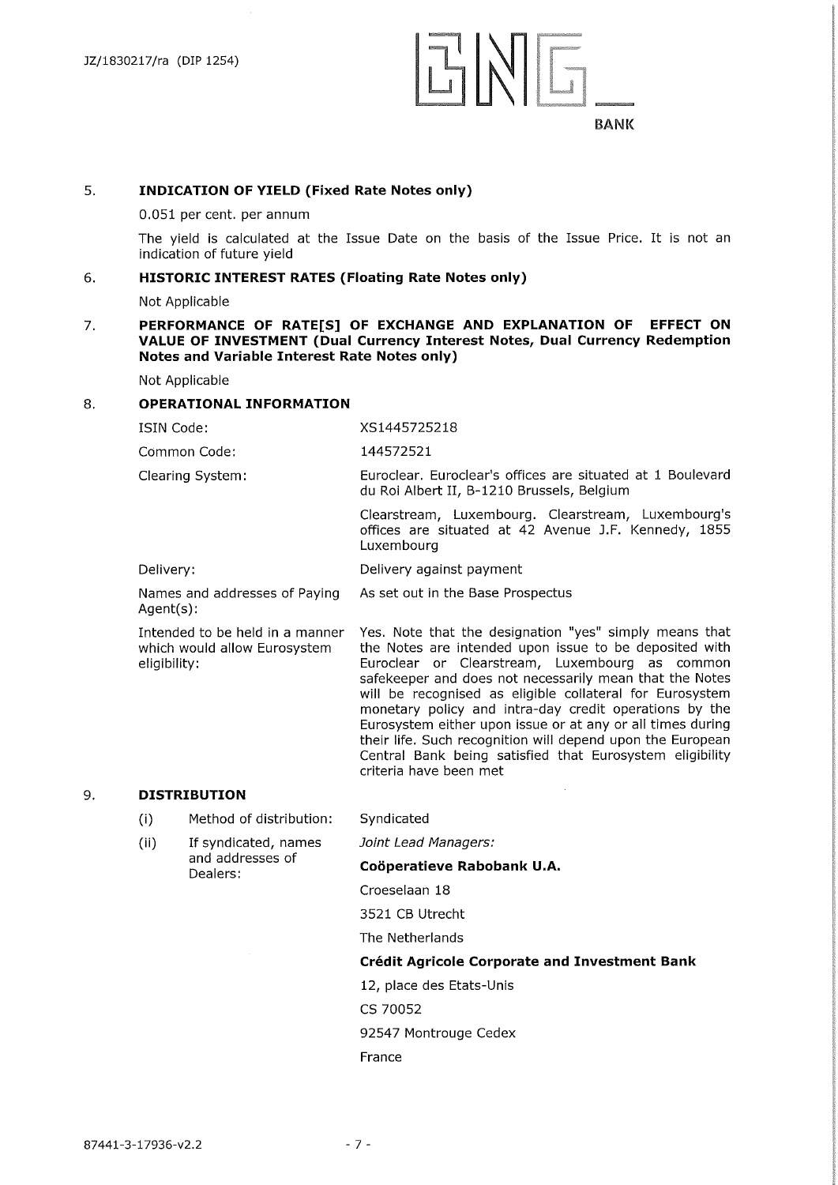## 5. INDICATION OF YIELD (Fixed Rate Notes only)

0.051 per cent. per annum

The yield is calculated at the Issue Date on the basis of the Issue Price. It is not an indication of future yield

## 6. HISTORIC INTEREST RATES (Floating Rate Notes only)

Not Applicable

## 7. PERFORMANCE OF RATE[S] OF EXCHANGE AND EXPLANATION OF EFFECT ON VALUE OF INVESTMENT (Dual Currency Interest Notes, Dual Currency Redemption Notes and Variable Interest Rate Notes only)

Not Applicable

## 8. OPERATIONAL INFORMATION

| | |
|---|---|
| ISIN Code: | XS1445725218 |
| Common Code: | 144572521 |
| Clearing System: | Euroclear. Euroclear's offices are situated at 1 Boulevard du Roi Albert II, B-1210 Brussels, Belgium<br><br>Clearstream, Luxembourg. Clearstream, Luxembourg's offices are situated at 42 Avenue J.F. Kennedy, 1855 Luxembourg |
| Delivery: | Delivery against payment |
| Names and addresses of Paying Agent(s): | As set out in the Base Prospectus |
| Intended to be held in a manner which would allow Eurosystem eligibility: | Yes. Note that the designation "yes" simply means that the Notes are intended upon issue to be deposited with Euroclear or Clearstream, Luxembourg as common safekeeper and does not necessarily mean that the Notes will be recognised as eligible collateral for Eurosystem monetary policy and intra-day credit operations by the Eurosystem either upon issue or at any or all times during their life. Such recognition will depend upon the European Central Bank being satisfied that Eurosystem eligibility criteria have been met |

## 9. DISTRIBUTION

| | | |
|---|---|---|
| (i) | Method of distribution: | Syndicated |
| (ii) | If syndicated, names and addresses of Dealers: | *Joint Lead Managers:*<br><br>**Coöperatieve Rabobank U.A.**<br>Croeselaan 18<br>3521 CB Utrecht<br>The Netherlands<br><br>**Crédit Agricole Corporate and Investment Bank**<br>12, place des Etats-Unis<br>CS 70052<br>92547 Montrouge Cedex<br>France |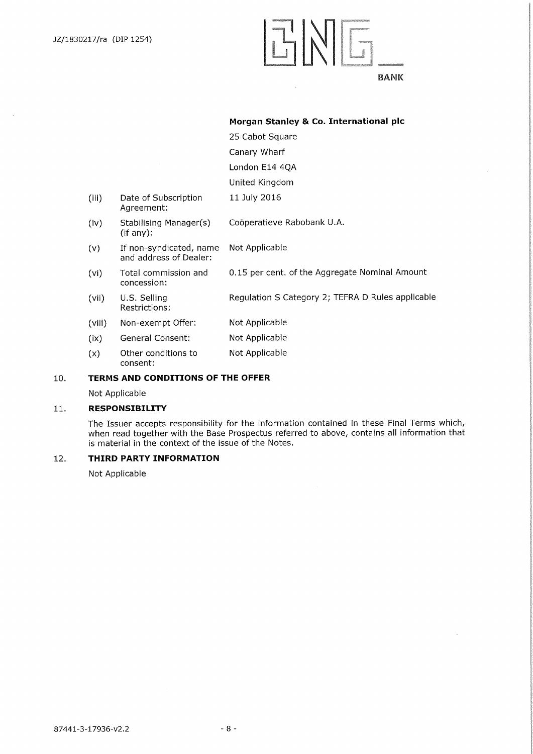**Morgan Stanley & Co. International plc**

25 Cabot Square

Canary Wharf

London E14 4QA

United Kingdom

| | | |
|---|---|---|
| (iii) | Date of Subscription Agreement: | 11 July 2016 |
| (iv) | Stabilising Manager(s) (if any): | Coöperatieve Rabobank U.A. |
| (v) | If non-syndicated, name and address of Dealer: | Not Applicable |
| (vi) | Total commission and concession: | 0.15 per cent. of the Aggregate Nominal Amount |
| (vii) | U.S. Selling Restrictions: | Regulation S Category 2; TEFRA D Rules applicable |
| (viii) | Non-exempt Offer: | Not Applicable |
| (ix) | General Consent: | Not Applicable |
| (x) | Other conditions to consent: | Not Applicable |

## 10. TERMS AND CONDITIONS OF THE OFFER

Not Applicable

## 11. RESPONSIBILITY

The Issuer accepts responsibility for the information contained in these Final Terms which, when read together with the Base Prospectus referred to above, contains all information that is material in the context of the issue of the Notes.

## 12. THIRD PARTY INFORMATION

Not Applicable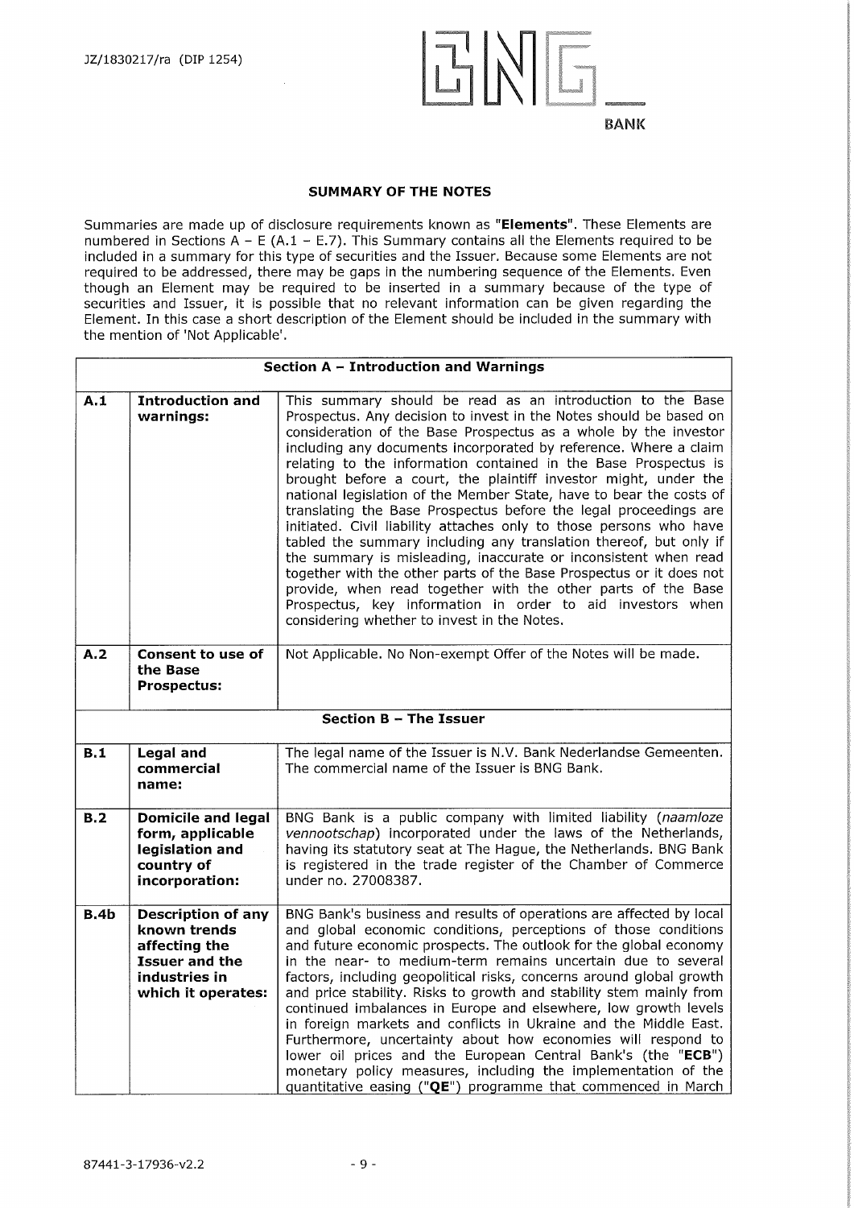## SUMMARY OF THE NOTES

Summaries are made up of disclosure requirements known as "**Elements**". These Elements are numbered in Sections A – E (A.1 – E.7). This Summary contains all the Elements required to be included in a summary for this type of securities and the Issuer. Because some Elements are not required to be addressed, there may be gaps in the numbering sequence of the Elements. Even though an Element may be required to be inserted in a summary because of the type of securities and Issuer, it is possible that no relevant information can be given regarding the Element. In this case a short description of the Element should be included in the summary with the mention of 'Not Applicable'.

| **Section A – Introduction and Warnings** | | |
|---|---|---|
| **A.1** | **Introduction and warnings:** | This summary should be read as an introduction to the Base Prospectus. Any decision to invest in the Notes should be based on consideration of the Base Prospectus as a whole by the investor including any documents incorporated by reference. Where a claim relating to the information contained in the Base Prospectus is brought before a court, the plaintiff investor might, under the national legislation of the Member State, have to bear the costs of translating the Base Prospectus before the legal proceedings are initiated. Civil liability attaches only to those persons who have tabled the summary including any translation thereof, but only if the summary is misleading, inaccurate or inconsistent when read together with the other parts of the Base Prospectus or it does not provide, when read together with the other parts of the Base Prospectus, key information in order to aid investors when considering whether to invest in the Notes. |
| **A.2** | **Consent to use of the Base Prospectus:** | Not Applicable. No Non-exempt Offer of the Notes will be made. |
| **Section B – The Issuer** | | |
| **B.1** | **Legal and commercial name:** | The legal name of the Issuer is N.V. Bank Nederlandse Gemeenten. The commercial name of the Issuer is BNG Bank. |
| **B.2** | **Domicile and legal form, applicable legislation and country of incorporation:** | BNG Bank is a public company with limited liability (*naamloze vennootschap*) incorporated under the laws of the Netherlands, having its statutory seat at The Hague, the Netherlands. BNG Bank is registered in the trade register of the Chamber of Commerce under no. 27008387. |
| **B.4b** | **Description of any known trends affecting the Issuer and the industries in which it operates:** | BNG Bank's business and results of operations are affected by local and global economic conditions, perceptions of those conditions and future economic prospects. The outlook for the global economy in the near- to medium-term remains uncertain due to several factors, including geopolitical risks, concerns around global growth and price stability. Risks to growth and stability stem mainly from continued imbalances in Europe and elsewhere, low growth levels in foreign markets and conflicts in Ukraine and the Middle East. Furthermore, uncertainty about how economies will respond to lower oil prices and the European Central Bank's (the "**ECB**") monetary policy measures, including the implementation of the quantitative easing ("**QE**") programme that commenced in March |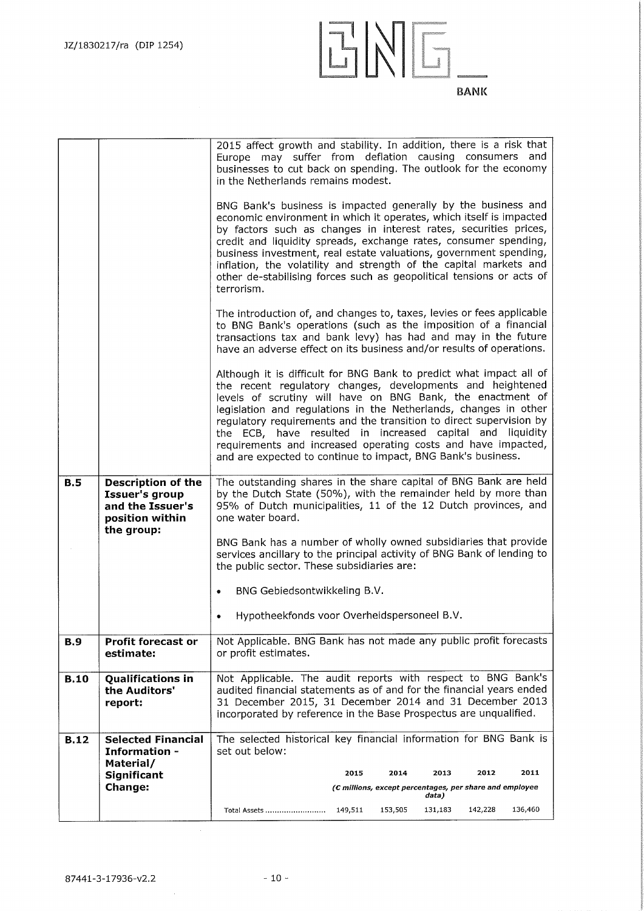| | | |
|---|---|---|
| | | 2015 affect growth and stability. In addition, there is a risk that Europe may suffer from deflation causing consumers and businesses to cut back on spending. The outlook for the economy in the Netherlands remains modest.<br><br>BNG Bank's business is impacted generally by the business and economic environment in which it operates, which itself is impacted by factors such as changes in interest rates, securities prices, credit and liquidity spreads, exchange rates, consumer spending, business investment, real estate valuations, government spending, inflation, the volatility and strength of the capital markets and other de-stabilising forces such as geopolitical tensions or acts of terrorism.<br><br>The introduction of, and changes to, taxes, levies or fees applicable to BNG Bank's operations (such as the imposition of a financial transactions tax and bank levy) has had and may in the future have an adverse effect on its business and/or results of operations.<br><br>Although it is difficult for BNG Bank to predict what impact all of the recent regulatory changes, developments and heightened levels of scrutiny will have on BNG Bank, the enactment of legislation and regulations in the Netherlands, changes in other regulatory requirements and the transition to direct supervision by the ECB, have resulted in increased capital and liquidity requirements and increased operating costs and have impacted, and are expected to continue to impact, BNG Bank's business. |
| **B.5** | **Description of the Issuer's group and the Issuer's position within the group:** | The outstanding shares in the share capital of BNG Bank are held by the Dutch State (50%), with the remainder held by more than 95% of Dutch municipalities, 11 of the 12 Dutch provinces, and one water board.<br><br>BNG Bank has a number of wholly owned subsidiaries that provide services ancillary to the principal activity of BNG Bank of lending to the public sector. These subsidiaries are:<br><br>• BNG Gebiedsontwikkeling B.V.<br><br>• Hypotheekfonds voor Overheidspersoneel B.V. |
| **B.9** | **Profit forecast or estimate:** | Not Applicable. BNG Bank has not made any public profit forecasts or profit estimates. |
| **B.10** | **Qualifications in the Auditors' report:** | Not Applicable. The audit reports with respect to BNG Bank's audited financial statements as of and for the financial years ended 31 December 2015, 31 December 2014 and 31 December 2013 incorporated by reference in the Base Prospectus are unqualified. |
| **B.12** | **Selected Financial Information - Material/ Significant Change:** | The selected historical key financial information for BNG Bank is set out below: |

| | 2015 | 2014 | 2013 | 2012 | 2011 |
|---|---|---|---|---|---|
| | *(€ millions, except percentages, per share and employee data)* | | | | |
| Total Assets .......................... | 149,511 | 153,505 | 131,183 | 142,228 | 136,460 |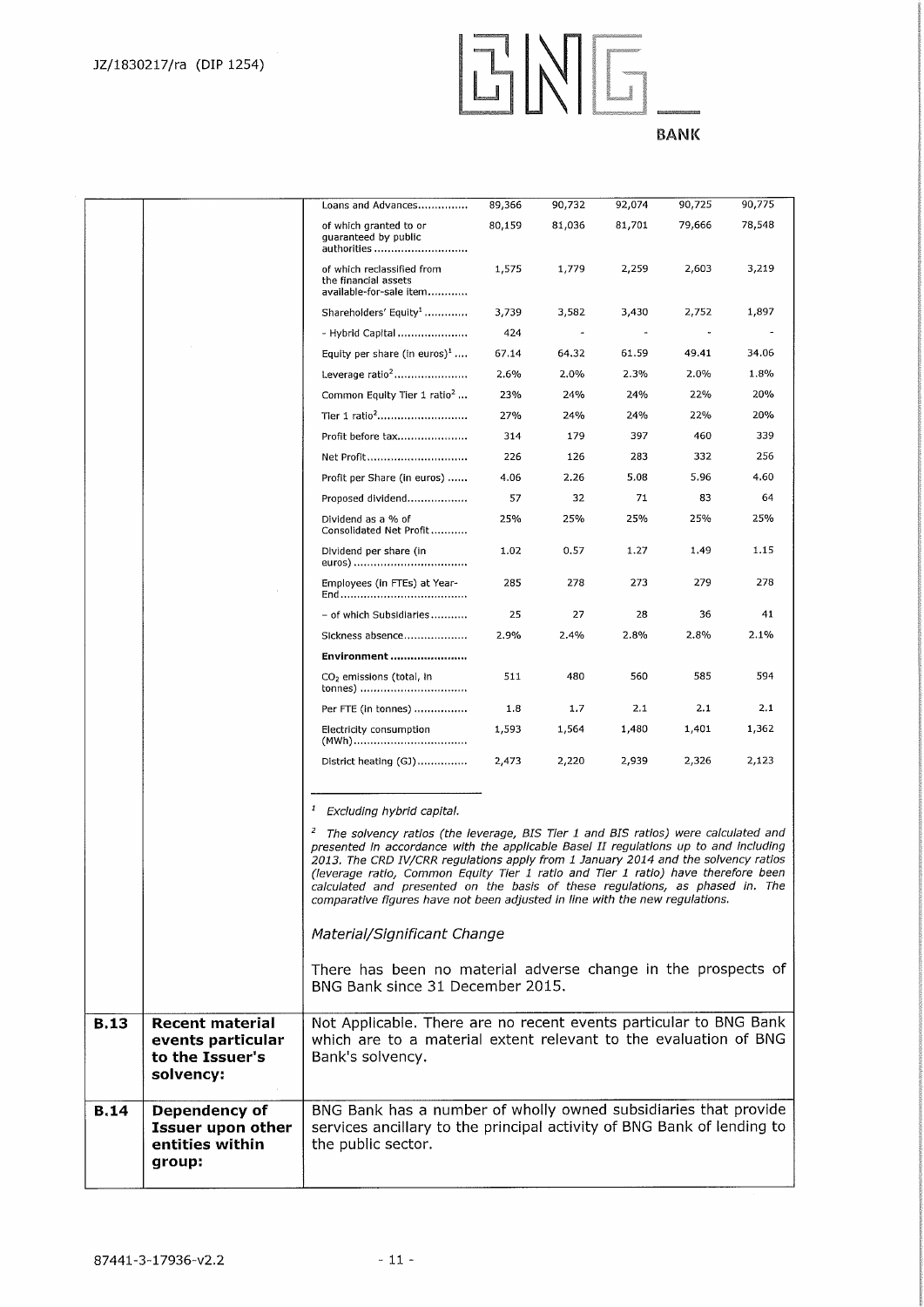| | | | | | | |
|---|---|---|---|---|---|---|
| | | Loans and Advances............... | 89,366 | 90,732 | 92,074 | 90,725 | 90,775 |
| | | of which granted to or guaranteed by public authorities ............................ | 80,159 | 81,036 | 81,701 | 79,666 | 78,548 |
| | | of which reclassified from the financial assets available-for-sale item............ | 1,575 | 1,779 | 2,259 | 2,603 | 3,219 |
| | | Shareholders' Equity[1] ............ | 3,739 | 3,582 | 3,430 | 2,752 | 1,897 |
| | | - Hybrid Capital ..................... | 424 | - | - | - | - |
| | | Equity per share (in euros)[1] .... | 67.14 | 64.32 | 61.59 | 49.41 | 34.06 |
| | | Leverage ratio[2]...................... | 2.6% | 2.0% | 2.3% | 2.0% | 1.8% |
| | | Common Equity Tier 1 ratio[2] ... | 23% | 24% | 24% | 22% | 20% |
| | | Tier 1 ratio[2]........................... | 27% | 24% | 24% | 22% | 20% |
| | | Profit before tax..................... | 314 | 179 | 397 | 460 | 339 |
| | | Net Profit.............................. | 226 | 126 | 283 | 332 | 256 |
| | | Profit per Share (in euros) ...... | 4.06 | 2.26 | 5.08 | 5.96 | 4.60 |
| | | Proposed dividend.................. | 57 | 32 | 71 | 83 | 64 |
| | | Dividend as a % of Consolidated Net Profit........... | 25% | 25% | 25% | 25% | 25% |
| | | Dividend per share (in euros) .................................. | 1.02 | 0.57 | 1.27 | 1.49 | 1.15 |
| | | Employees (in FTEs) at Year-End...................................... | 285 | 278 | 273 | 279 | 278 |
| | | – of which Subsidiaries........... | 25 | 27 | 28 | 36 | 41 |
| | | Sickness absence................... | 2.9% | 2.4% | 2.8% | 2.8% | 2.1% |
| | | **Environment** ....................... | | | | | |
| | | $CO_2$ emissions (total, in tonnes) ................................ | 511 | 480 | 560 | 585 | 594 |
| | | Per FTE (in tonnes) ................ | 1.8 | 1.7 | 2.1 | 2.1 | 2.1 |
| | | Electricity consumption (MWh)................................. | 1,593 | 1,564 | 1,480 | 1,401 | 1,362 |
| | | District heating (GJ)............... | 2,473 | 2,220 | 2,939 | 2,326 | 2,123 |

[1] *Excluding hybrid capital.*

[2] *The solvency ratios (the leverage, BIS Tier 1 and BIS ratios) were calculated and presented in accordance with the applicable Basel II regulations up to and including 2013. The CRD IV/CRR regulations apply from 1 January 2014 and the solvency ratios (leverage ratio, Common Equity Tier 1 ratio and Tier 1 ratio) have therefore been calculated and presented on the basis of these regulations, as phased in. The comparative figures have not been adjusted in line with the new regulations.*

*Material/Significant Change*

There has been no material adverse change in the prospects of BNG Bank since 31 December 2015.

| | | |
|---|---|---|
| **B.13** | **Recent material events particular to the Issuer's solvency:** | Not Applicable. There are no recent events particular to BNG Bank which are to a material extent relevant to the evaluation of BNG Bank's solvency. |
| **B.14** | **Dependency of Issuer upon other entities within group:** | BNG Bank has a number of wholly owned subsidiaries that provide services ancillary to the principal activity of BNG Bank of lending to the public sector. |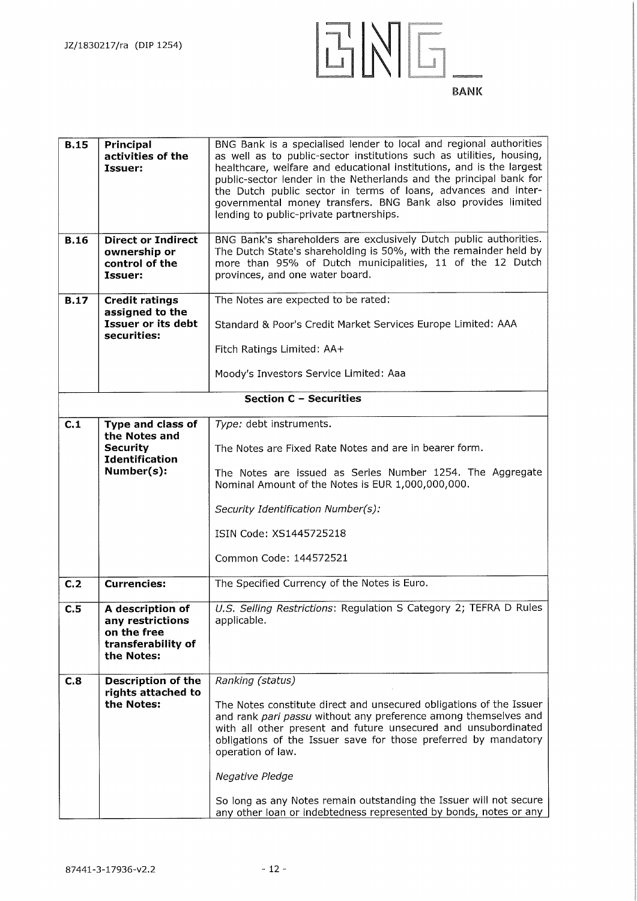| | | |
|---|---|---|
| **B.15** | **Principal activities of the Issuer:** | BNG Bank is a specialised lender to local and regional authorities as well as to public-sector institutions such as utilities, housing, healthcare, welfare and educational institutions, and is the largest public-sector lender in the Netherlands and the principal bank for the Dutch public sector in terms of loans, advances and inter-governmental money transfers. BNG Bank also provides limited lending to public-private partnerships. |
| **B.16** | **Direct or Indirect ownership or control of the Issuer:** | BNG Bank's shareholders are exclusively Dutch public authorities. The Dutch State's shareholding is 50%, with the remainder held by more than 95% of Dutch municipalities, 11 of the 12 Dutch provinces, and one water board. |
| **B.17** | **Credit ratings assigned to the Issuer or its debt securities:** | The Notes are expected to be rated:<br><br>Standard & Poor's Credit Market Services Europe Limited: AAA<br><br>Fitch Ratings Limited: AA+<br><br>Moody's Investors Service Limited: Aaa |
| | **Section C – Securities** | |
| **C.1** | **Type and class of the Notes and Security Identification Number(s):** | *Type:* debt instruments.<br><br>The Notes are Fixed Rate Notes and are in bearer form.<br><br>The Notes are issued as Series Number 1254. The Aggregate Nominal Amount of the Notes is EUR 1,000,000,000.<br><br>*Security Identification Number(s):*<br><br>ISIN Code: XS1445725218<br><br>Common Code: 144572521 |
| **C.2** | **Currencies:** | The Specified Currency of the Notes is Euro. |
| **C.5** | **A description of any restrictions on the free transferability of the Notes:** | *U.S. Selling Restrictions*: Regulation S Category 2; TEFRA D Rules applicable. |
| **C.8** | **Description of the rights attached to the Notes:** | *Ranking (status)*<br><br>The Notes constitute direct and unsecured obligations of the Issuer and rank *pari passu* without any preference among themselves and with all other present and future unsecured and unsubordinated obligations of the Issuer save for those preferred by mandatory operation of law.<br><br>*Negative Pledge*<br><br>So long as any Notes remain outstanding the Issuer will not secure any other loan or indebtedness represented by bonds, notes or any |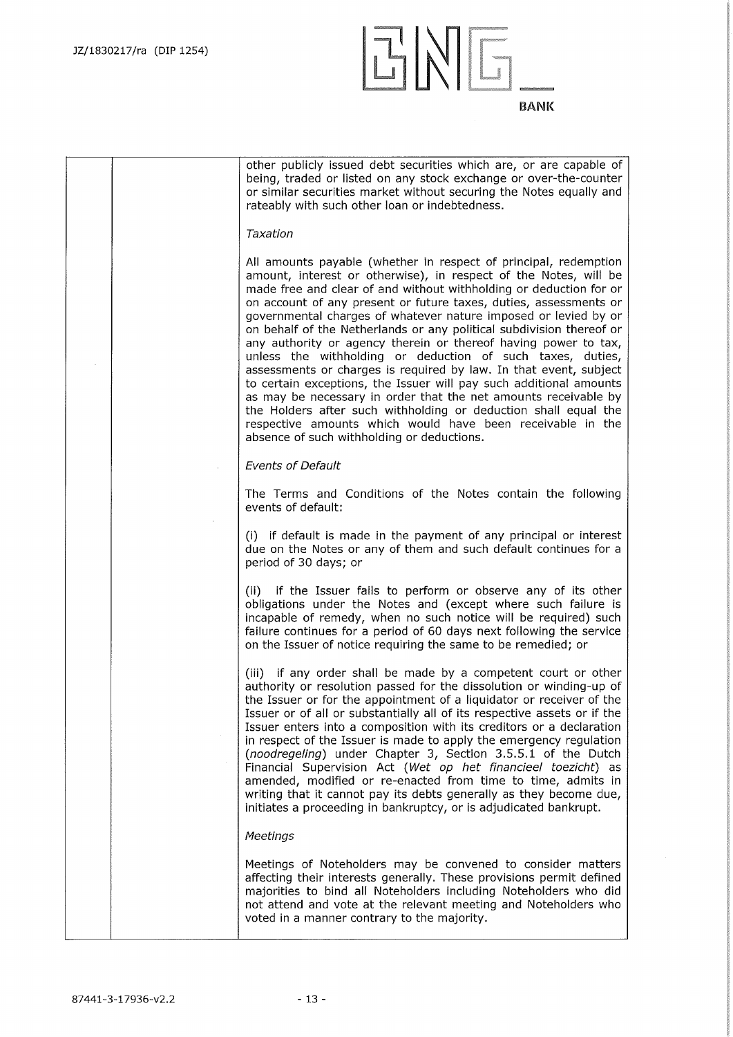| | | other publicly issued debt securities which are, or are capable of being, traded or listed on any stock exchange or over-the-counter or similar securities market without securing the Notes equally and rateably with such other loan or indebtedness.<br><br>*Taxation*<br><br>All amounts payable (whether in respect of principal, redemption amount, interest or otherwise), in respect of the Notes, will be made free and clear of and without withholding or deduction for or on account of any present or future taxes, duties, assessments or governmental charges of whatever nature imposed or levied by or on behalf of the Netherlands or any political subdivision thereof or any authority or agency therein or thereof having power to tax, unless the withholding or deduction of such taxes, duties, assessments or charges is required by law. In that event, subject to certain exceptions, the Issuer will pay such additional amounts as may be necessary in order that the net amounts receivable by the Holders after such withholding or deduction shall equal the respective amounts which would have been receivable in the absence of such withholding or deductions.<br><br>*Events of Default*<br><br>The Terms and Conditions of the Notes contain the following events of default:<br><br>(i) if default is made in the payment of any principal or interest due on the Notes or any of them and such default continues for a period of 30 days; or<br><br>(ii) if the Issuer fails to perform or observe any of its other obligations under the Notes and (except where such failure is incapable of remedy, when no such notice will be required) such failure continues for a period of 60 days next following the service on the Issuer of notice requiring the same to be remedied; or<br><br>(iii) if any order shall be made by a competent court or other authority or resolution passed for the dissolution or winding-up of the Issuer or for the appointment of a liquidator or receiver of the Issuer or of all or substantially all of its respective assets or if the Issuer enters into a composition with its creditors or a declaration in respect of the Issuer is made to apply the emergency regulation (*noodregeling*) under Chapter 3, Section 3.5.5.1 of the Dutch Financial Supervision Act (*Wet op het financieel toezicht*) as amended, modified or re-enacted from time to time, admits in writing that it cannot pay its debts generally as they become due, initiates a proceeding in bankruptcy, or is adjudicated bankrupt.<br><br>*Meetings*<br><br>Meetings of Noteholders may be convened to consider matters affecting their interests generally. These provisions permit defined majorities to bind all Noteholders including Noteholders who did not attend and vote at the relevant meeting and Noteholders who voted in a manner contrary to the majority. |
|---|---|---|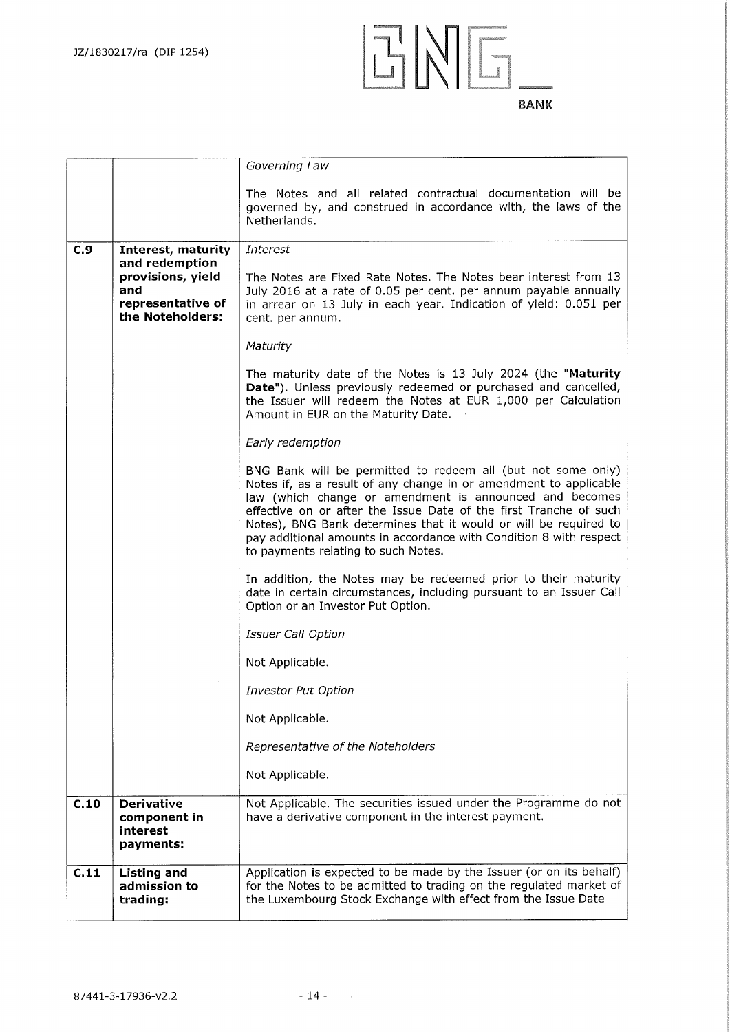| | | |
|---|---|---|
| | | *Governing Law*<br><br>The Notes and all related contractual documentation will be governed by, and construed in accordance with, the laws of the Netherlands. |
| **C.9** | **Interest, maturity and redemption provisions, yield and representative of the Noteholders:** | *Interest*<br><br>The Notes are Fixed Rate Notes. The Notes bear interest from 13 July 2016 at a rate of 0.05 per cent. per annum payable annually in arrear on 13 July in each year. Indication of yield: 0.051 per cent. per annum.<br><br>*Maturity*<br><br>The maturity date of the Notes is 13 July 2024 (the "**Maturity Date**"). Unless previously redeemed or purchased and cancelled, the Issuer will redeem the Notes at EUR 1,000 per Calculation Amount in EUR on the Maturity Date.<br><br>*Early redemption*<br><br>BNG Bank will be permitted to redeem all (but not some only) Notes if, as a result of any change in or amendment to applicable law (which change or amendment is announced and becomes effective on or after the Issue Date of the first Tranche of such Notes), BNG Bank determines that it would or will be required to pay additional amounts in accordance with Condition 8 with respect to payments relating to such Notes.<br><br>In addition, the Notes may be redeemed prior to their maturity date in certain circumstances, including pursuant to an Issuer Call Option or an Investor Put Option.<br><br>*Issuer Call Option*<br><br>Not Applicable.<br><br>*Investor Put Option*<br><br>Not Applicable.<br><br>*Representative of the Noteholders*<br><br>Not Applicable. |
| **C.10** | **Derivative component in interest payments:** | Not Applicable. The securities issued under the Programme do not have a derivative component in the interest payment. |
| **C.11** | **Listing and admission to trading:** | Application is expected to be made by the Issuer (or on its behalf) for the Notes to be admitted to trading on the regulated market of the Luxembourg Stock Exchange with effect from the Issue Date |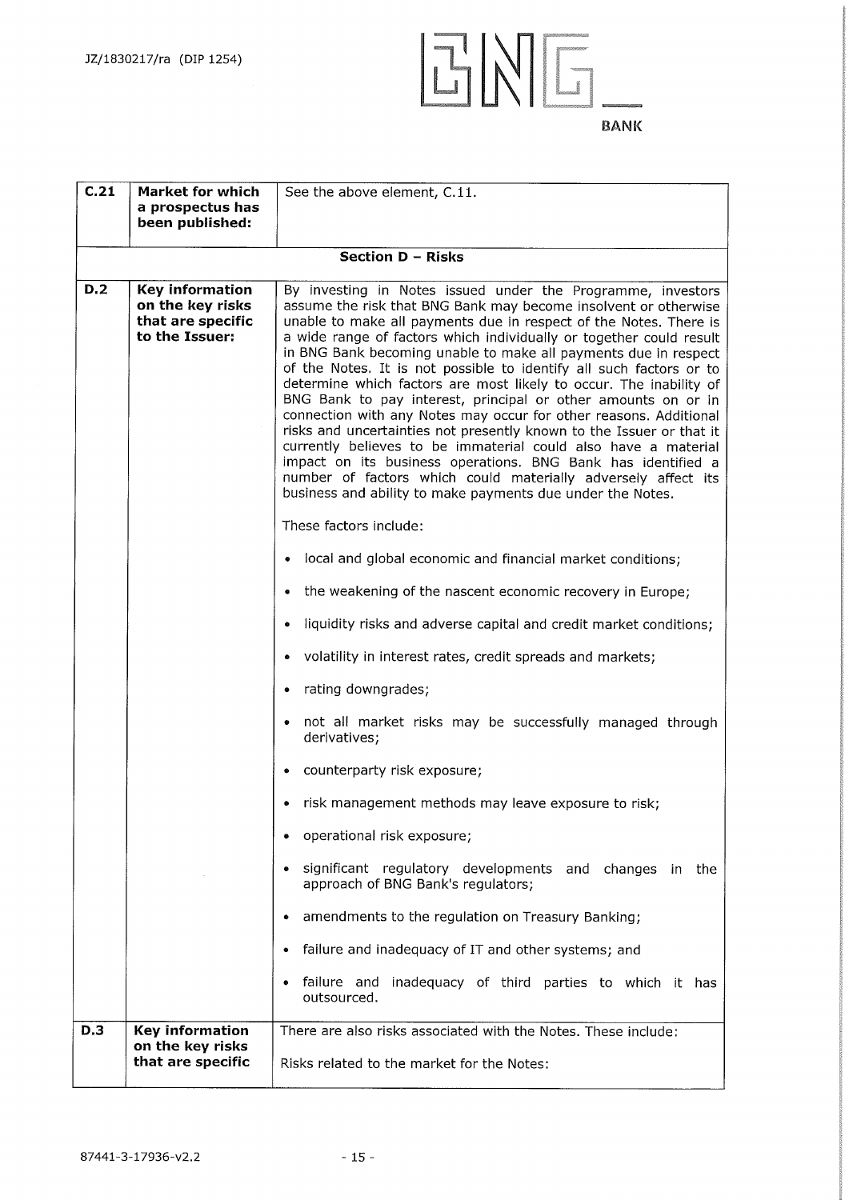| | | |
|---|---|---|
| **C.21** | **Market for which a prospectus has been published:** | See the above element, C.11. |
| | | **Section D – Risks** |
| **D.2** | **Key information on the key risks that are specific to the Issuer:** | By investing in Notes issued under the Programme, investors assume the risk that BNG Bank may become insolvent or otherwise unable to make all payments due in respect of the Notes. There is a wide range of factors which individually or together could result in BNG Bank becoming unable to make all payments due in respect of the Notes. It is not possible to identify all such factors or to determine which factors are most likely to occur. The inability of BNG Bank to pay interest, principal or other amounts on or in connection with any Notes may occur for other reasons. Additional risks and uncertainties not presently known to the Issuer or that it currently believes to be immaterial could also have a material impact on its business operations. BNG Bank has identified a number of factors which could materially adversely affect its business and ability to make payments due under the Notes.<br><br>These factors include:<br><br>• local and global economic and financial market conditions;<br><br>• the weakening of the nascent economic recovery in Europe;<br><br>• liquidity risks and adverse capital and credit market conditions;<br><br>• volatility in interest rates, credit spreads and markets;<br><br>• rating downgrades;<br><br>• not all market risks may be successfully managed through derivatives;<br><br>• counterparty risk exposure;<br><br>• risk management methods may leave exposure to risk;<br><br>• operational risk exposure;<br><br>• significant regulatory developments and changes in the approach of BNG Bank's regulators;<br><br>• amendments to the regulation on Treasury Banking;<br><br>• failure and inadequacy of IT and other systems; and<br><br>• failure and inadequacy of third parties to which it has outsourced. |
| **D.3** | **Key information on the key risks that are specific** | There are also risks associated with the Notes. These include:<br><br>Risks related to the market for the Notes: |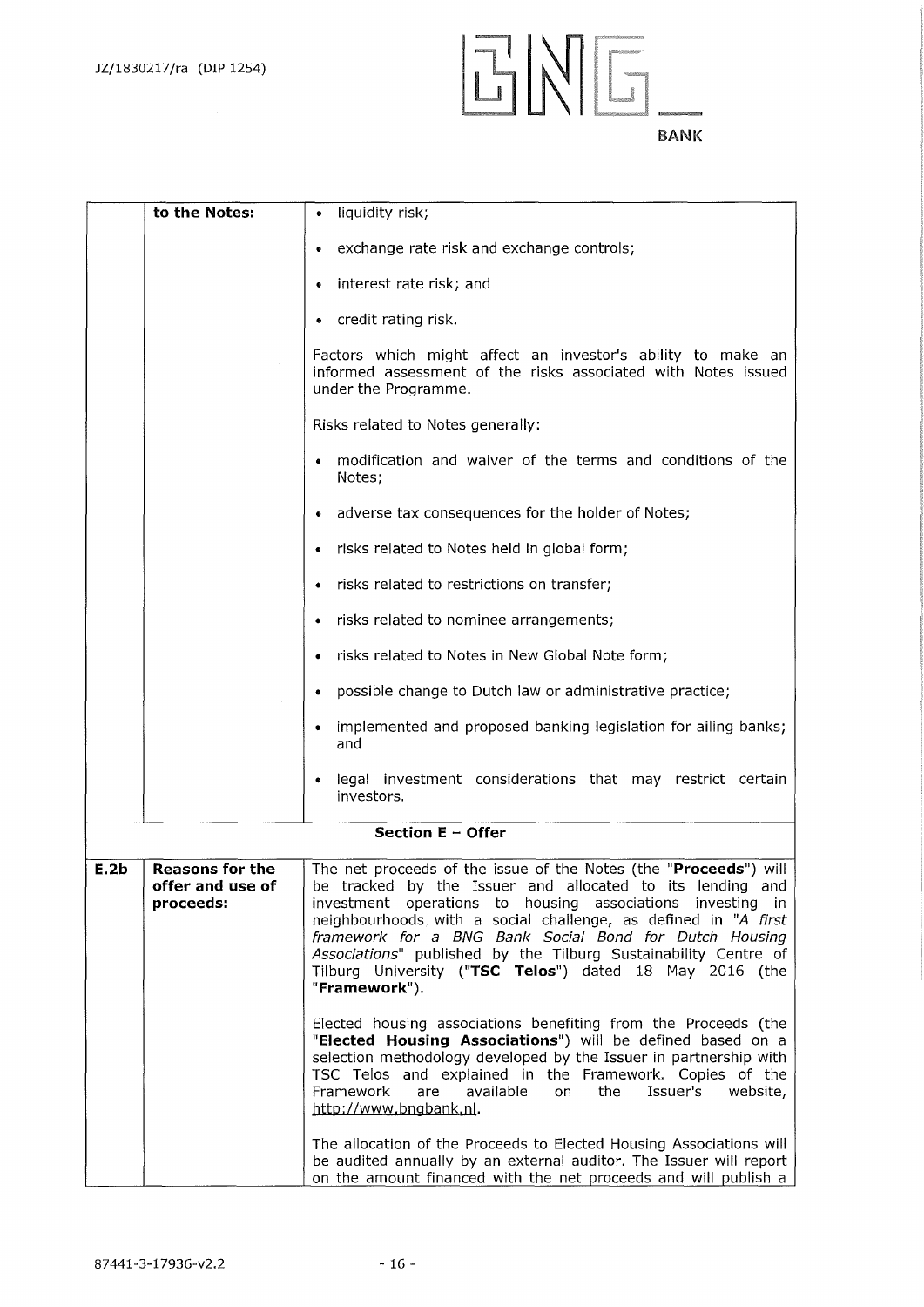| | | |
|---|---|---|
| | **to the Notes:** | • liquidity risk;<br><br>• exchange rate risk and exchange controls;<br><br>• interest rate risk; and<br><br>• credit rating risk.<br><br>Factors which might affect an investor's ability to make an informed assessment of the risks associated with Notes issued under the Programme.<br><br>Risks related to Notes generally:<br><br>• modification and waiver of the terms and conditions of the Notes;<br><br>• adverse tax consequences for the holder of Notes;<br><br>• risks related to Notes held in global form;<br><br>• risks related to restrictions on transfer;<br><br>• risks related to nominee arrangements;<br><br>• risks related to Notes in New Global Note form;<br><br>• possible change to Dutch law or administrative practice;<br><br>• implemented and proposed banking legislation for ailing banks; and<br><br>• legal investment considerations that may restrict certain investors. |
| | **Section E – Offer** | |
| **E.2b** | **Reasons for the offer and use of proceeds:** | The net proceeds of the issue of the Notes (the "**Proceeds**") will be tracked by the Issuer and allocated to its lending and investment operations to housing associations investing in neighbourhoods with a social challenge, as defined in "*A first framework for a BNG Bank Social Bond for Dutch Housing Associations*" published by the Tilburg Sustainability Centre of Tilburg University ("**TSC Telos**") dated 18 May 2016 (the "**Framework**").<br><br>Elected housing associations benefiting from the Proceeds (the "**Elected Housing Associations**") will be defined based on a selection methodology developed by the Issuer in partnership with TSC Telos and explained in the Framework. Copies of the Framework are available on the Issuer's website, http://www.bngbank.nl.<br><br>The allocation of the Proceeds to Elected Housing Associations will be audited annually by an external auditor. The Issuer will report on the amount financed with the net proceeds and will publish a |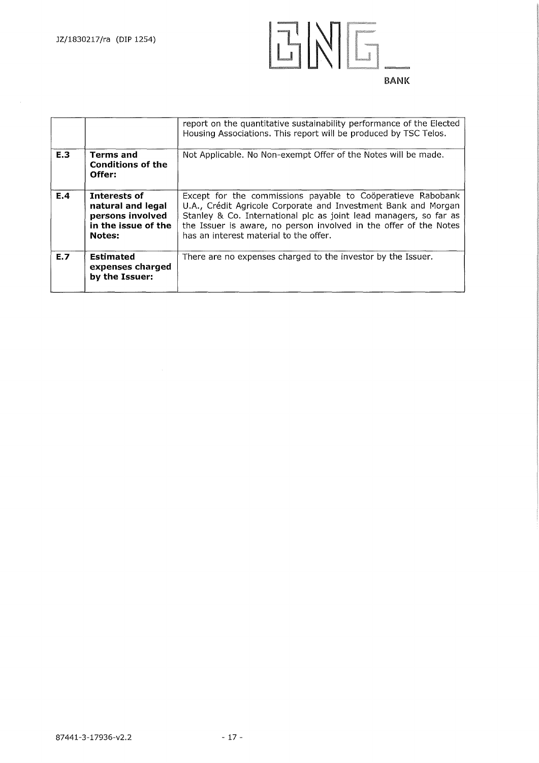| | | |
|---|---|---|
| | | report on the quantitative sustainability performance of the Elected Housing Associations. This report will be produced by TSC Telos. |
| **E.3** | **Terms and Conditions of the Offer:** | Not Applicable. No Non-exempt Offer of the Notes will be made. |
| **E.4** | **Interests of natural and legal persons involved in the issue of the Notes:** | Except for the commissions payable to Coöperatieve Rabobank U.A., Crédit Agricole Corporate and Investment Bank and Morgan Stanley & Co. International plc as joint lead managers, so far as the Issuer is aware, no person involved in the offer of the Notes has an interest material to the offer. |
| **E.7** | **Estimated expenses charged by the Issuer:** | There are no expenses charged to the investor by the Issuer. |